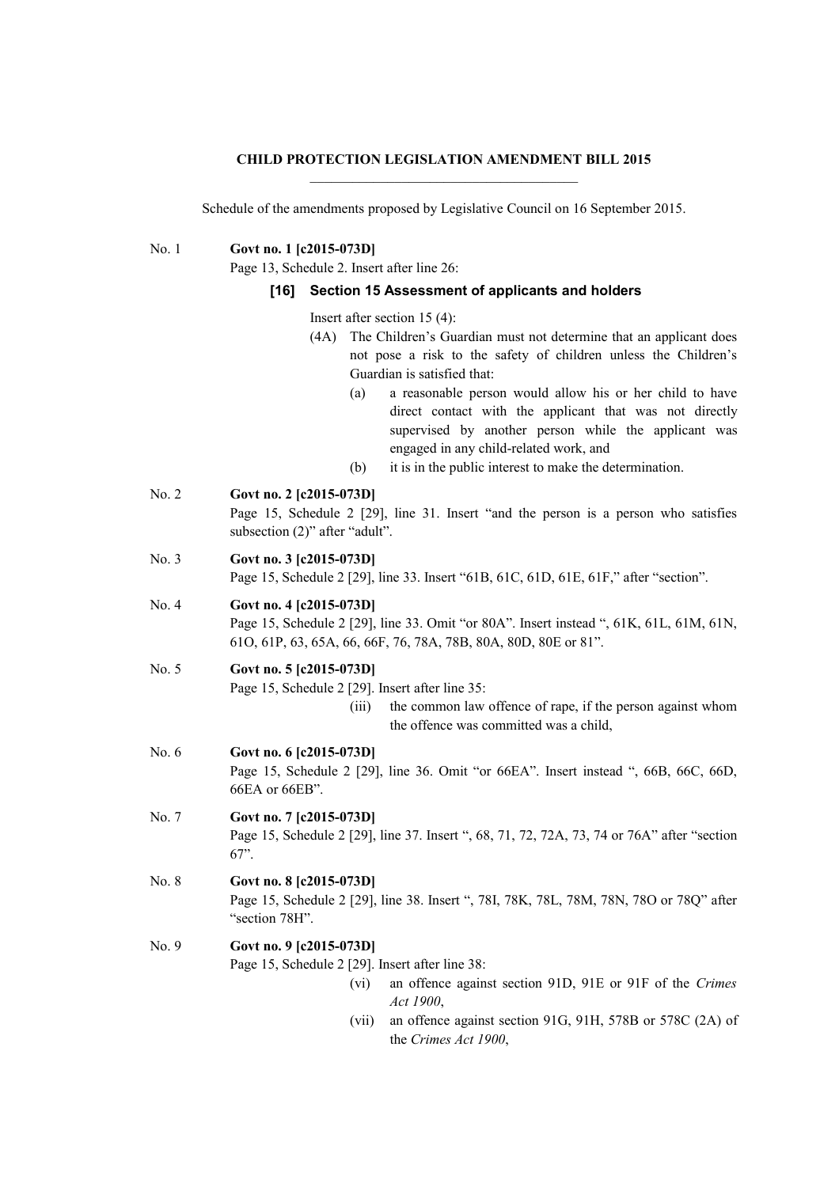**CHILD PROTECTION LEGISLATION AMENDMENT BILL 2015**

Schedule of the amendments proposed by Legislative Council on 16 September 2015.

No. 1 **Govt no. 1 [c2015-073D]**

Page 13, Schedule 2. Insert after line 26:

**[16] Section 15 Assessment of applicants and holders**

Insert after section 15 (4):

(4A) The Children's Guardian must not determine that an applicant does not pose a risk to the safety of children unless the Children's Guardian is satisfied that:

(a) a reasonable person would allow his or her child to have direct contact with the applicant that was not directly supervised by another person while the applicant was engaged in any child-related work, and

(b) it is in the public interest to make the determination.

No. 2 **Govt no. 2 [c2015-073D]**

Page 15, Schedule 2 [29], line 31. Insert "and the person is a person who satisfies subsection (2)" after "adult".

No. 3 **Govt no. 3 [c2015-073D]**

Page 15, Schedule 2 [29], line 33. Insert "61B, 61C, 61D, 61E, 61F," after "section".

No. 4 **Govt no. 4 [c2015-073D]**

Page 15, Schedule 2 [29], line 33. Omit "or 80A". Insert instead ", 61K, 61L, 61M, 61N, 61O, 61P, 63, 65A, 66, 66F, 76, 78A, 78B, 80A, 80D, 80E or 81".

No. 5 **Govt no. 5 [c2015-073D]**

Page 15, Schedule 2 [29]. Insert after line 35:

(iii) the common law offence of rape, if the person against whom the offence was committed was a child,

No. 6 **Govt no. 6 [c2015-073D]**

Page 15, Schedule 2 [29], line 36. Omit "or 66EA". Insert instead ", 66B, 66C, 66D, 66EA or 66EB".

No. 7 **Govt no. 7 [c2015-073D]**

Page 15, Schedule 2 [29], line 37. Insert ", 68, 71, 72, 72A, 73, 74 or 76A" after "section 67".

No. 8 **Govt no. 8 [c2015-073D]**

Page 15, Schedule 2 [29], line 38. Insert ", 78I, 78K, 78L, 78M, 78N, 78O or 78Q" after "section 78H".

No. 9 **Govt no. 9 [c2015-073D]**

Page 15, Schedule 2 [29]. Insert after line 38:

(vi) an offence against section 91D, 91E or 91F of the *Crimes Act 1900*,

(vii) an offence against section 91G, 91H, 578B or 578C (2A) of the *Crimes Act 1900*,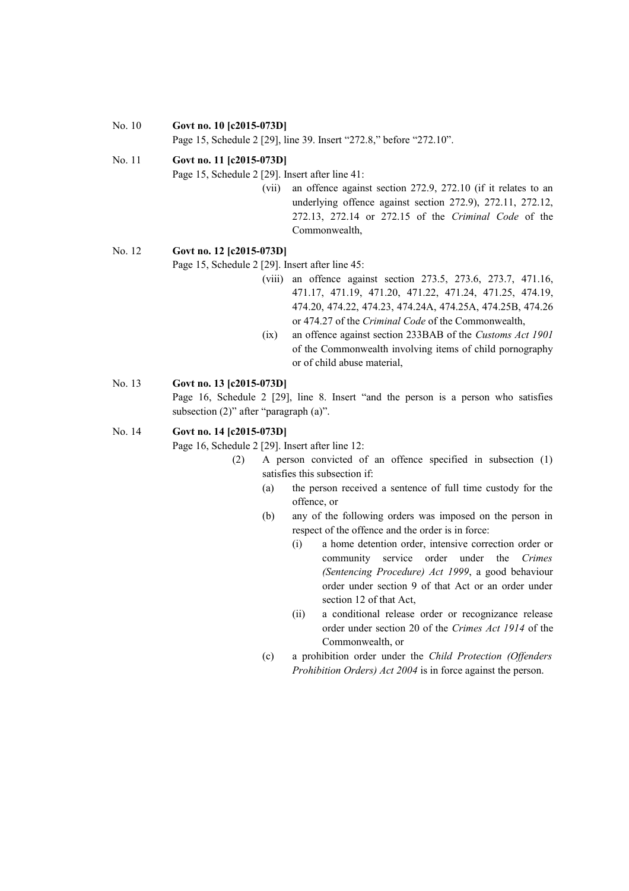No. 10 **Govt no. 10 [c2015-073D]**

Page 15, Schedule 2 [29], line 39. Insert “272.8,” before “272.10”.

No. 11 **Govt no. 11 [c2015-073D]**

Page 15, Schedule 2 [29]. Insert after line 41:

> (vii) an offence against section 272.9, 272.10 (if it relates to an underlying offence against section 272.9), 272.11, 272.12, 272.13, 272.14 or 272.15 of the *Criminal Code* of the Commonwealth,

No. 12 **Govt no. 12 [c2015-073D]**

Page 15, Schedule 2 [29]. Insert after line 45:

> (viii) an offence against section 273.5, 273.6, 273.7, 471.16, 471.17, 471.19, 471.20, 471.22, 471.24, 471.25, 474.19, 474.20, 474.22, 474.23, 474.24A, 474.25A, 474.25B, 474.26 or 474.27 of the *Criminal Code* of the Commonwealth,
>
> (ix) an offence against section 233BAB of the *Customs Act 1901* of the Commonwealth involving items of child pornography or of child abuse material,

No. 13 **Govt no. 13 [c2015-073D]**

Page 16, Schedule 2 [29], line 8. Insert “and the person is a person who satisfies subsection (2)” after “paragraph (a)”.

No. 14 **Govt no. 14 [c2015-073D]**

Page 16, Schedule 2 [29]. Insert after line 12:

> (2) A person convicted of an offence specified in subsection (1) satisfies this subsection if:
>
> (a) the person received a sentence of full time custody for the offence, or
>
> (b) any of the following orders was imposed on the person in respect of the offence and the order is in force:
>
> (i) a home detention order, intensive correction order or community service order under the *Crimes (Sentencing Procedure) Act 1999*, a good behaviour order under section 9 of that Act or an order under section 12 of that Act,
>
> (ii) a conditional release order or recognizance release order under section 20 of the *Crimes Act 1914* of the Commonwealth, or
>
> (c) a prohibition order under the *Child Protection (Offenders Prohibition Orders) Act 2004* is in force against the person.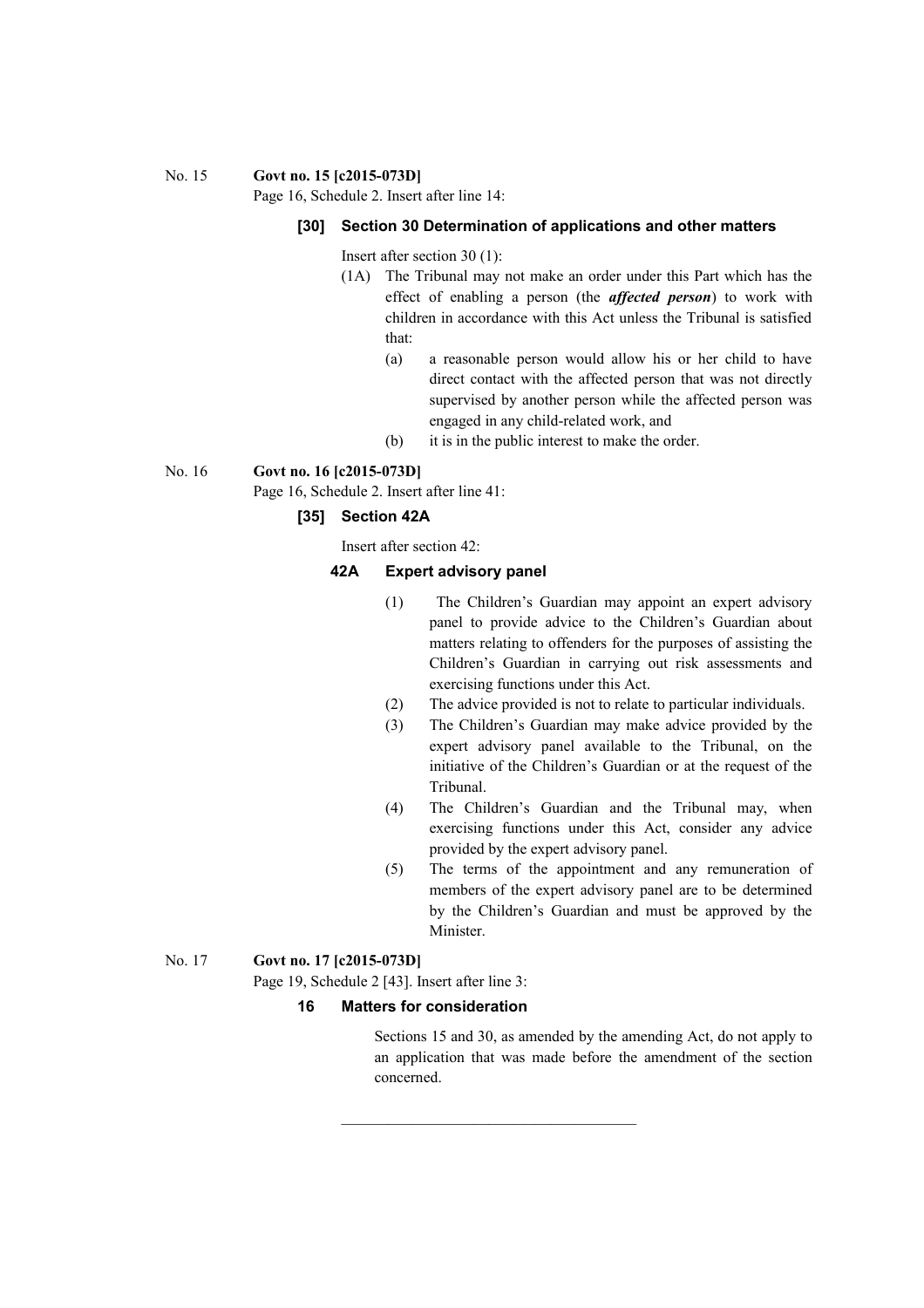No. 15 **Govt no. 15 [c2015-073D]**

Page 16, Schedule 2. Insert after line 14:

**[30] Section 30 Determination of applications and other matters**

Insert after section 30 (1):

(1A) The Tribunal may not make an order under this Part which has the effect of enabling a person (the ***affected person***) to work with children in accordance with this Act unless the Tribunal is satisfied that:

(a) a reasonable person would allow his or her child to have direct contact with the affected person that was not directly supervised by another person while the affected person was engaged in any child-related work, and

(b) it is in the public interest to make the order.

No. 16 **Govt no. 16 [c2015-073D]**

Page 16, Schedule 2. Insert after line 41:

**[35] Section 42A**

Insert after section 42:

**42A Expert advisory panel**

(1) The Children's Guardian may appoint an expert advisory panel to provide advice to the Children's Guardian about matters relating to offenders for the purposes of assisting the Children's Guardian in carrying out risk assessments and exercising functions under this Act.

(2) The advice provided is not to relate to particular individuals.

(3) The Children's Guardian may make advice provided by the expert advisory panel available to the Tribunal, on the initiative of the Children's Guardian or at the request of the Tribunal.

(4) The Children's Guardian and the Tribunal may, when exercising functions under this Act, consider any advice provided by the expert advisory panel.

(5) The terms of the appointment and any remuneration of members of the expert advisory panel are to be determined by the Children's Guardian and must be approved by the Minister.

No. 17 **Govt no. 17 [c2015-073D]**

Page 19, Schedule 2 [43]. Insert after line 3:

**16 Matters for consideration**

Sections 15 and 30, as amended by the amending Act, do not apply to an application that was made before the amendment of the section concerned.